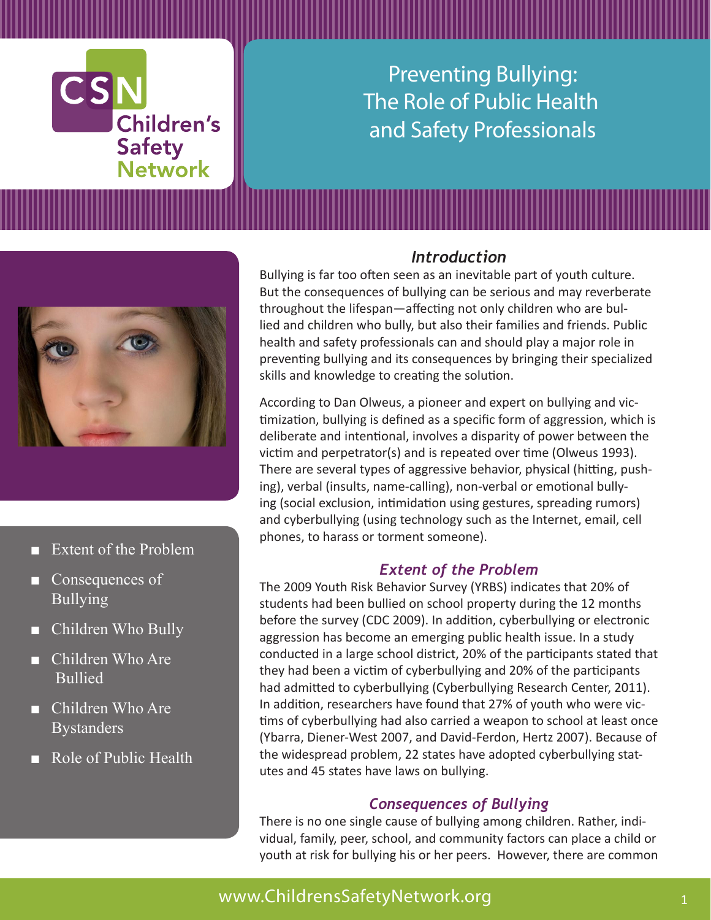# Preventing Bullying: The Role of Public Health and Safety Professionals

CSN Children's Safety Network

- Extent of the Problem
- Consequences of Bullying
- Children Who Bully
- Children Who Are Bullied
- Children Who Are Bystanders
- Role of Public Health

## *Introduction*

Bullying is far too often seen as an inevitable part of youth culture. But the consequences of bullying can be serious and may reverberate throughout the lifespan—affecting not only children who are bullied and children who bully, but also their families and friends. Public health and safety professionals can and should play a major role in preventing bullying and its consequences by bringing their specialized skills and knowledge to creating the solution.

According to Dan Olweus, a pioneer and expert on bullying and victimization, bullying is defined as a specific form of aggression, which is deliberate and intentional, involves a disparity of power between the victim and perpetrator(s) and is repeated over time (Olweus 1993). There are several types of aggressive behavior, physical (hitting, pushing), verbal (insults, name-calling), non-verbal or emotional bullying (social exclusion, intimidation using gestures, spreading rumors) and cyberbullying (using technology such as the Internet, email, cell phones, to harass or torment someone).

## *Extent of the Problem*

The 2009 Youth Risk Behavior Survey (YRBS) indicates that 20% of students had been bullied on school property during the 12 months before the survey (CDC 2009). In addition, cyberbullying or electronic aggression has become an emerging public health issue. In a study conducted in a large school district, 20% of the participants stated that they had been a victim of cyberbullying and 20% of the participants had admitted to cyberbullying (Cyberbullying Research Center, 2011). In addition, researchers have found that 27% of youth who were victims of cyberbullying had also carried a weapon to school at least once (Ybarra, Diener-West 2007, and David-Ferdon, Hertz 2007). Because of the widespread problem, 22 states have adopted cyberbullying statutes and 45 states have laws on bullying.

## *Consequences of Bullying*

There is no one single cause of bullying among children. Rather, individual, family, peer, school, and community factors can place a child or youth at risk for bullying his or her peers. However, there are common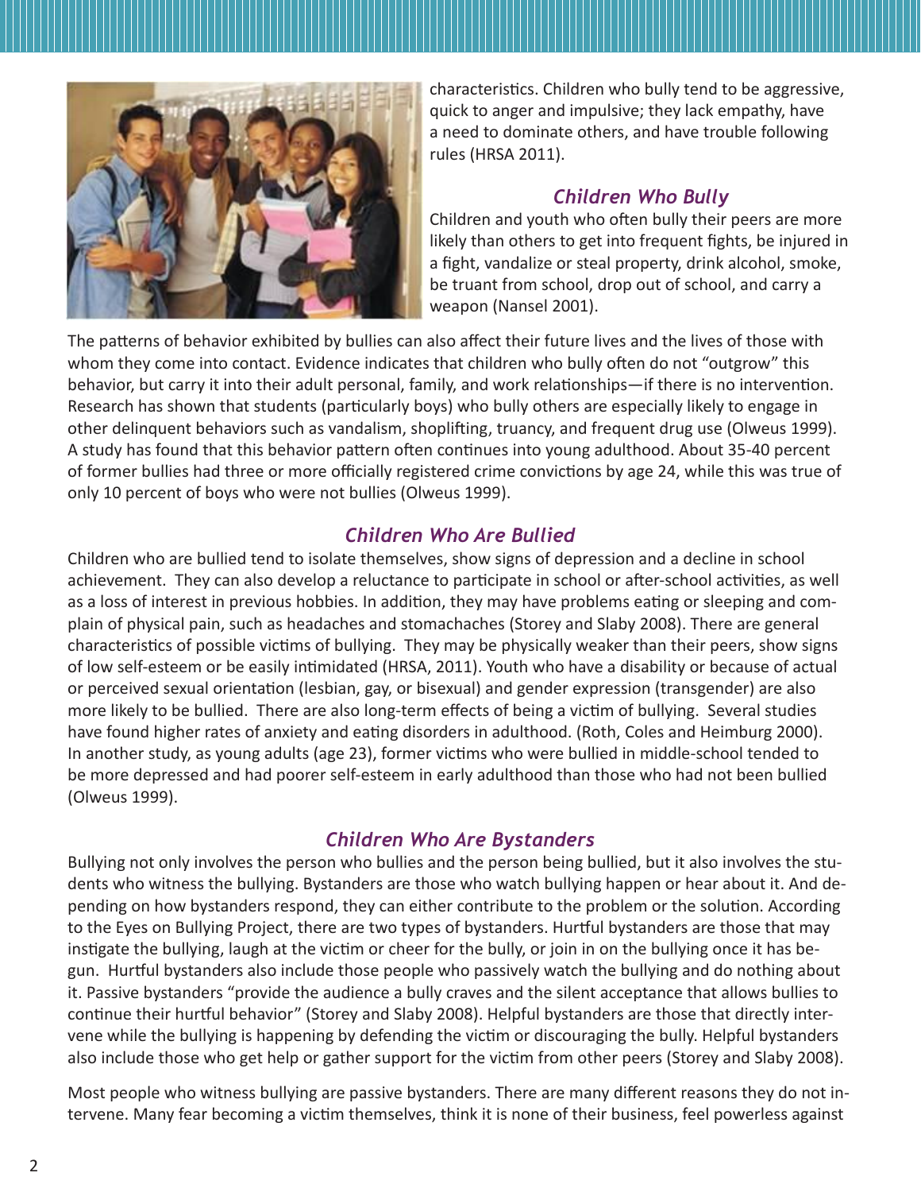characteristics. Children who bully tend to be aggressive, quick to anger and impulsive; they lack empathy, have a need to dominate others, and have trouble following rules (HRSA 2011).

### *Children Who Bully*

Children and youth who often bully their peers are more likely than others to get into frequent fights, be injured in a fight, vandalize or steal property, drink alcohol, smoke, be truant from school, drop out of school, and carry a weapon (Nansel 2001).

The patterns of behavior exhibited by bullies can also affect their future lives and the lives of those with whom they come into contact. Evidence indicates that children who bully often do not "outgrow" this behavior, but carry it into their adult personal, family, and work relationships—if there is no intervention. Research has shown that students (particularly boys) who bully others are especially likely to engage in other delinquent behaviors such as vandalism, shoplifting, truancy, and frequent drug use (Olweus 1999). A study has found that this behavior pattern often continues into young adulthood. About 35-40 percent of former bullies had three or more officially registered crime convictions by age 24, while this was true of only 10 percent of boys who were not bullies (Olweus 1999).

### *Children Who Are Bullied*

Children who are bullied tend to isolate themselves, show signs of depression and a decline in school achievement. They can also develop a reluctance to participate in school or after-school activities, as well as a loss of interest in previous hobbies. In addition, they may have problems eating or sleeping and complain of physical pain, such as headaches and stomachaches (Storey and Slaby 2008). There are general characteristics of possible victims of bullying. They may be physically weaker than their peers, show signs of low self-esteem or be easily intimidated (HRSA, 2011). Youth who have a disability or because of actual or perceived sexual orientation (lesbian, gay, or bisexual) and gender expression (transgender) are also more likely to be bullied. There are also long-term effects of being a victim of bullying. Several studies have found higher rates of anxiety and eating disorders in adulthood. (Roth, Coles and Heimburg 2000). In another study, as young adults (age 23), former victims who were bullied in middle-school tended to be more depressed and had poorer self-esteem in early adulthood than those who had not been bullied (Olweus 1999).

### *Children Who Are Bystanders*

Bullying not only involves the person who bullies and the person being bullied, but it also involves the students who witness the bullying. Bystanders are those who watch bullying happen or hear about it. And depending on how bystanders respond, they can either contribute to the problem or the solution. According to the Eyes on Bullying Project, there are two types of bystanders. Hurtful bystanders are those that may instigate the bullying, laugh at the victim or cheer for the bully, or join in on the bullying once it has begun. Hurtful bystanders also include those people who passively watch the bullying and do nothing about it. Passive bystanders "provide the audience a bully craves and the silent acceptance that allows bullies to continue their hurtful behavior" (Storey and Slaby 2008). Helpful bystanders are those that directly intervene while the bullying is happening by defending the victim or discouraging the bully. Helpful bystanders also include those who get help or gather support for the victim from other peers (Storey and Slaby 2008).

Most people who witness bullying are passive bystanders. There are many different reasons they do not intervene. Many fear becoming a victim themselves, think it is none of their business, feel powerless against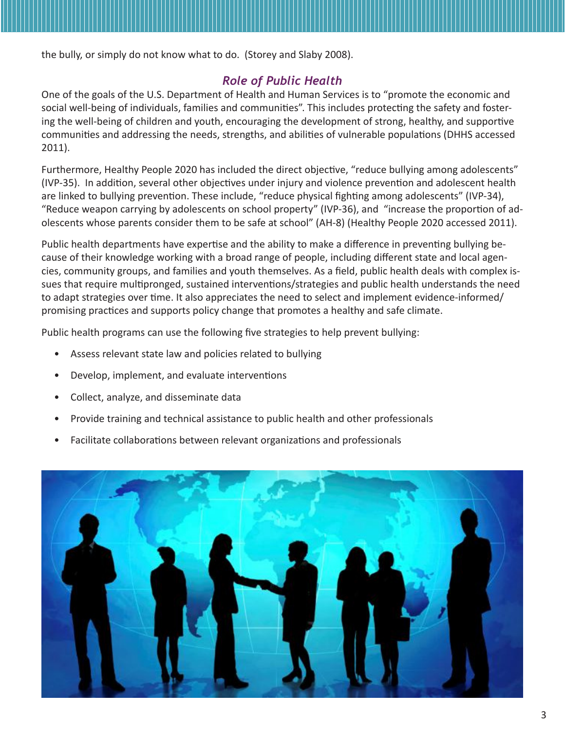the bully, or simply do not know what to do. (Storey and Slaby 2008).

## *Role of Public Health*

One of the goals of the U.S. Department of Health and Human Services is to "promote the economic and social well-being of individuals, families and communities". This includes protecting the safety and fostering the well-being of children and youth, encouraging the development of strong, healthy, and supportive communities and addressing the needs, strengths, and abilities of vulnerable populations (DHHS accessed 2011).

Furthermore, Healthy People 2020 has included the direct objective, "reduce bullying among adolescents" (IVP-35). In addition, several other objectives under injury and violence prevention and adolescent health are linked to bullying prevention. These include, "reduce physical fighting among adolescents" (IVP-34), "Reduce weapon carrying by adolescents on school property" (IVP-36), and "increase the proportion of adolescents whose parents consider them to be safe at school" (AH-8) (Healthy People 2020 accessed 2011).

Public health departments have expertise and the ability to make a difference in preventing bullying because of their knowledge working with a broad range of people, including different state and local agencies, community groups, and families and youth themselves. As a field, public health deals with complex issues that require multipronged, sustained interventions/strategies and public health understands the need to adapt strategies over time. It also appreciates the need to select and implement evidence-informed/promising practices and supports policy change that promotes a healthy and safe climate.

Public health programs can use the following five strategies to help prevent bullying:

- Assess relevant state law and policies related to bullying
- Develop, implement, and evaluate interventions
- Collect, analyze, and disseminate data
- Provide training and technical assistance to public health and other professionals
- Facilitate collaborations between relevant organizations and professionals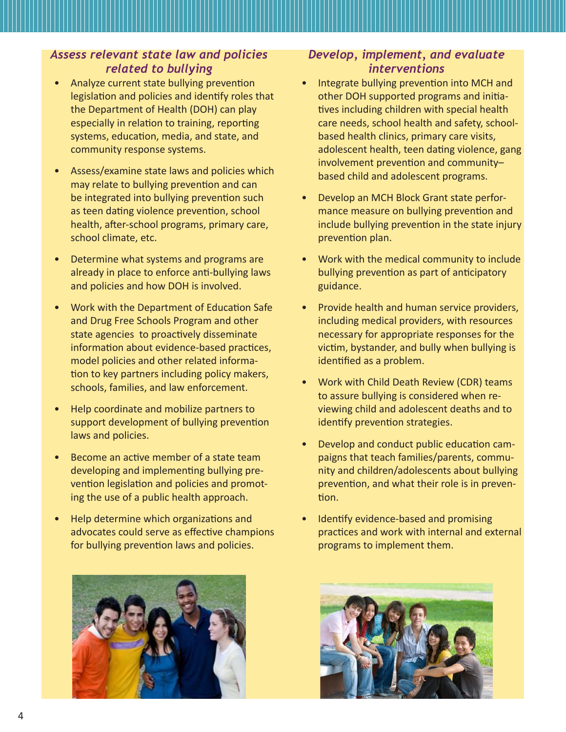### *Assess relevant state law and policies related to bullying*

- Analyze current state bullying prevention legislation and policies and identify roles that the Department of Health (DOH) can play especially in relation to training, reporting systems, education, media, and state, and community response systems.
- Assess/examine state laws and policies which may relate to bullying prevention and can be integrated into bullying prevention such as teen dating violence prevention, school health, after-school programs, primary care, school climate, etc.
- Determine what systems and programs are already in place to enforce anti-bullying laws and policies and how DOH is involved.
- Work with the Department of Education Safe and Drug Free Schools Program and other state agencies to proactively disseminate information about evidence-based practices, model policies and other related information to key partners including policy makers, schools, families, and law enforcement.
- Help coordinate and mobilize partners to support development of bullying prevention laws and policies.
- Become an active member of a state team developing and implementing bullying prevention legislation and policies and promoting the use of a public health approach.
- Help determine which organizations and advocates could serve as effective champions for bullying prevention laws and policies.

### *Develop, implement, and evaluate interventions*

- Integrate bullying prevention into MCH and other DOH supported programs and initiatives including children with special health care needs, school health and safety, school-based health clinics, primary care visits, adolescent health, teen dating violence, gang involvement prevention and community–based child and adolescent programs.
- Develop an MCH Block Grant state performance measure on bullying prevention and include bullying prevention in the state injury prevention plan.
- Work with the medical community to include bullying prevention as part of anticipatory guidance.
- Provide health and human service providers, including medical providers, with resources necessary for appropriate responses for the victim, bystander, and bully when bullying is identified as a problem.
- Work with Child Death Review (CDR) teams to assure bullying is considered when reviewing child and adolescent deaths and to identify prevention strategies.
- Develop and conduct public education campaigns that teach families/parents, community and children/adolescents about bullying prevention, and what their role is in prevention.
- Identify evidence-based and promising practices and work with internal and external programs to implement them.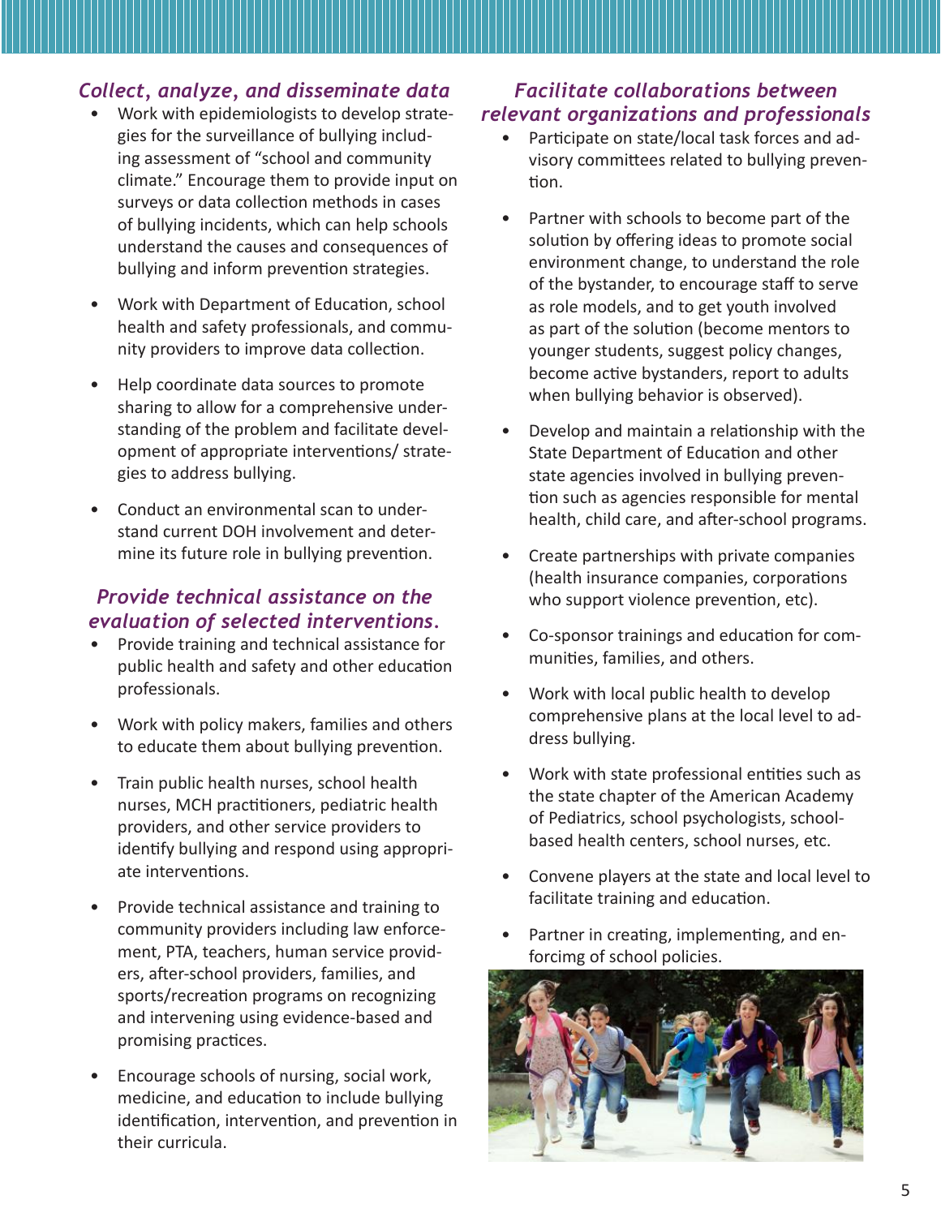### *Collect, analyze, and disseminate data*

- Work with epidemiologists to develop strategies for the surveillance of bullying including assessment of “school and community climate.” Encourage them to provide input on surveys or data collection methods in cases of bullying incidents, which can help schools understand the causes and consequences of bullying and inform prevention strategies.
- Work with Department of Education, school health and safety professionals, and community providers to improve data collection.
- Help coordinate data sources to promote sharing to allow for a comprehensive understanding of the problem and facilitate development of appropriate interventions/ strategies to address bullying.
- Conduct an environmental scan to understand current DOH involvement and determine its future role in bullying prevention.

### *Provide technical assistance on the evaluation of selected interventions.*

- Provide training and technical assistance for public health and safety and other education professionals.
- Work with policy makers, families and others to educate them about bullying prevention.
- Train public health nurses, school health nurses, MCH practitioners, pediatric health providers, and other service providers to identify bullying and respond using appropriate interventions.
- Provide technical assistance and training to community providers including law enforcement, PTA, teachers, human service providers, after-school providers, families, and sports/recreation programs on recognizing and intervening using evidence-based and promising practices.
- Encourage schools of nursing, social work, medicine, and education to include bullying identification, intervention, and prevention in their curricula.

### *Facilitate collaborations between relevant organizations and professionals*

- Participate on state/local task forces and advisory committees related to bullying prevention.
- Partner with schools to become part of the solution by offering ideas to promote social environment change, to understand the role of the bystander, to encourage staff to serve as role models, and to get youth involved as part of the solution (become mentors to younger students, suggest policy changes, become active bystanders, report to adults when bullying behavior is observed).
- Develop and maintain a relationship with the State Department of Education and other state agencies involved in bullying prevention such as agencies responsible for mental health, child care, and after-school programs.
- Create partnerships with private companies (health insurance companies, corporations who support violence prevention, etc).
- Co-sponsor trainings and education for communities, families, and others.
- Work with local public health to develop comprehensive plans at the local level to address bullying.
- Work with state professional entities such as the state chapter of the American Academy of Pediatrics, school psychologists, school-based health centers, school nurses, etc.
- Convene players at the state and local level to facilitate training and education.
- Partner in creating, implementing, and enforcimg of school policies.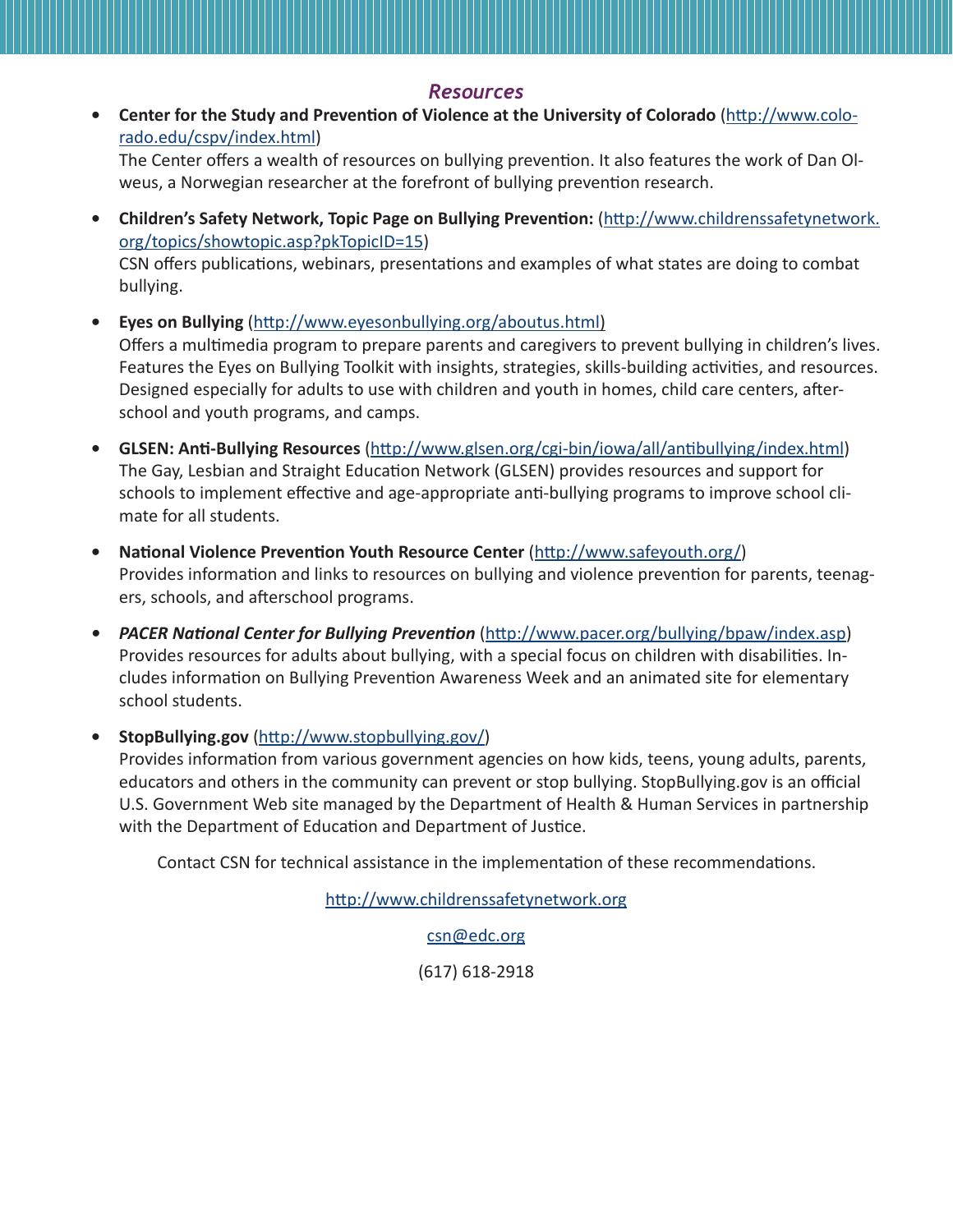## *Resources*

- **Center for the Study and Prevention of Violence at the University of Colorado** (http://www.colorado.edu/cspv/index.html)
  The Center offers a wealth of resources on bullying prevention. It also features the work of Dan Olweus, a Norwegian researcher at the forefront of bullying prevention research.

- **Children's Safety Network, Topic Page on Bullying Prevention:** (http://www.childrenssafetynetwork.org/topics/showtopic.asp?pkTopicID=15)
  CSN offers publications, webinars, presentations and examples of what states are doing to combat bullying.

- **Eyes on Bullying** (http://www.eyesonbullying.org/aboutus.html)
  Offers a multimedia program to prepare parents and caregivers to prevent bullying in children's lives. Features the Eyes on Bullying Toolkit with insights, strategies, skills-building activities, and resources. Designed especially for adults to use with children and youth in homes, child care centers, afterschool and youth programs, and camps.

- **GLSEN: Anti-Bullying Resources** (http://www.glsen.org/cgi-bin/iowa/all/antibullying/index.html)
  The Gay, Lesbian and Straight Education Network (GLSEN) provides resources and support for schools to implement effective and age-appropriate anti-bullying programs to improve school climate for all students.

- **National Violence Prevention Youth Resource Center** (http://www.safeyouth.org/)
  Provides information and links to resources on bullying and violence prevention for parents, teenagers, schools, and afterschool programs.

- ***PACER National Center for Bullying Prevention*** (http://www.pacer.org/bullying/bpaw/index.asp)
  Provides resources for adults about bullying, with a special focus on children with disabilities. Includes information on Bullying Prevention Awareness Week and an animated site for elementary school students.

- **StopBullying.gov** (http://www.stopbullying.gov/)
  Provides information from various government agencies on how kids, teens, young adults, parents, educators and others in the community can prevent or stop bullying. StopBullying.gov is an official U.S. Government Web site managed by the Department of Health & Human Services in partnership with the Department of Education and Department of Justice.

Contact CSN for technical assistance in the implementation of these recommendations.

http://www.childrenssafetynetwork.org

csn@edc.org

(617) 618-2918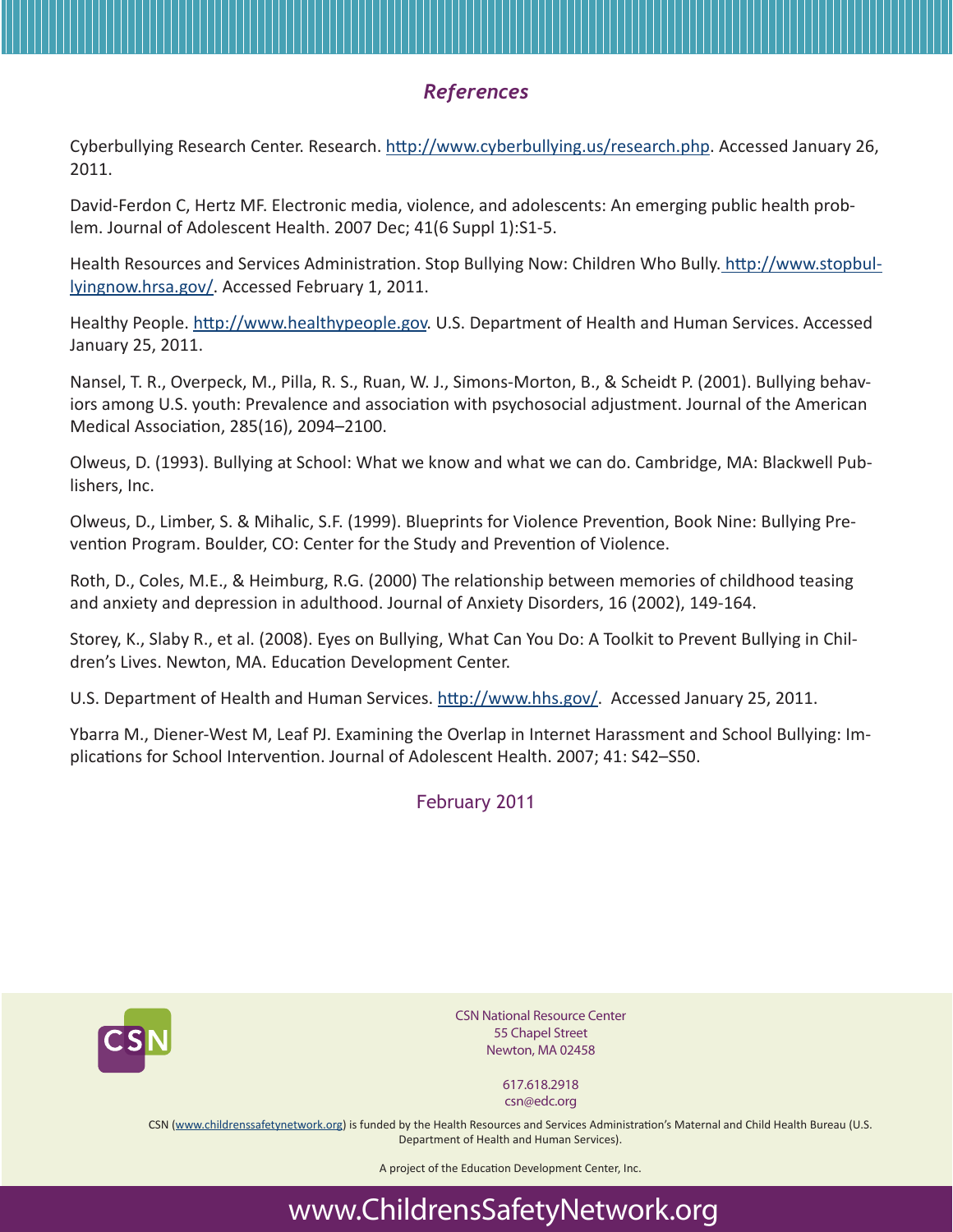## References

Cyberbullying Research Center. Research. http://www.cyberbullying.us/research.php. Accessed January 26, 2011.

David-Ferdon C, Hertz MF. Electronic media, violence, and adolescents: An emerging public health problem. Journal of Adolescent Health. 2007 Dec; 41(6 Suppl 1):S1-5.

Health Resources and Services Administration. Stop Bullying Now: Children Who Bully. http://www.stopbullyingnow.hrsa.gov/. Accessed February 1, 2011.

Healthy People. http://www.healthypeople.gov. U.S. Department of Health and Human Services. Accessed January 25, 2011.

Nansel, T. R., Overpeck, M., Pilla, R. S., Ruan, W. J., Simons-Morton, B., & Scheidt P. (2001). Bullying behaviors among U.S. youth: Prevalence and association with psychosocial adjustment. Journal of the American Medical Association, 285(16), 2094–2100.

Olweus, D. (1993). Bullying at School: What we know and what we can do. Cambridge, MA: Blackwell Publishers, Inc.

Olweus, D., Limber, S. & Mihalic, S.F. (1999). Blueprints for Violence Prevention, Book Nine: Bullying Prevention Program. Boulder, CO: Center for the Study and Prevention of Violence.

Roth, D., Coles, M.E., & Heimburg, R.G. (2000) The relationship between memories of childhood teasing and anxiety and depression in adulthood. Journal of Anxiety Disorders, 16 (2002), 149-164.

Storey, K., Slaby R., et al. (2008). Eyes on Bullying, What Can You Do: A Toolkit to Prevent Bullying in Children's Lives. Newton, MA. Education Development Center.

U.S. Department of Health and Human Services. http://www.hhs.gov/. Accessed January 25, 2011.

Ybarra M., Diener-West M, Leaf PJ. Examining the Overlap in Internet Harassment and School Bullying: Implications for School Intervention. Journal of Adolescent Health. 2007; 41: S42–S50.

February 2011

CSN National Resource Center
55 Chapel Street
Newton, MA 02458

617.618.2918
csn@edc.org

CSN (www.childrenssafetynetwork.org) is funded by the Health Resources and Services Administration's Maternal and Child Health Bureau (U.S. Department of Health and Human Services).

A project of the Education Development Center, Inc.

www.ChildrensSafetyNetwork.org